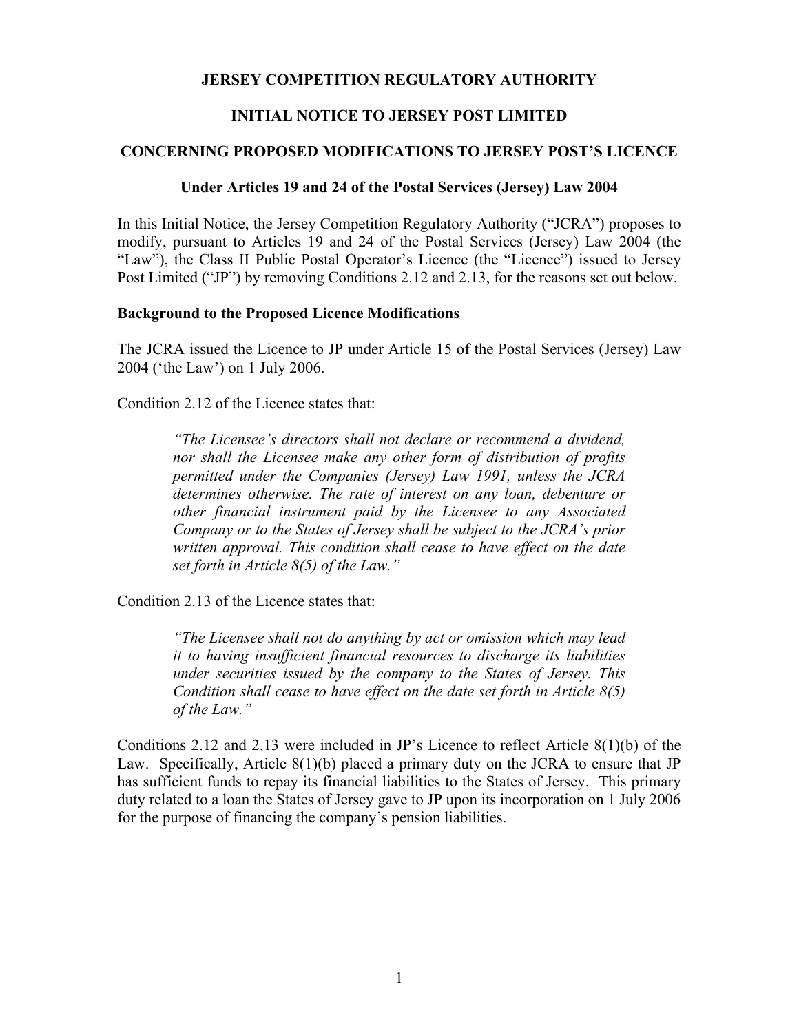# JERSEY COMPETITION REGULATORY AUTHORITY

## INITIAL NOTICE TO JERSEY POST LIMITED

## CONCERNING PROPOSED MODIFICATIONS TO JERSEY POST'S LICENCE

### Under Articles 19 and 24 of the Postal Services (Jersey) Law 2004

In this Initial Notice, the Jersey Competition Regulatory Authority ("JCRA") proposes to modify, pursuant to Articles 19 and 24 of the Postal Services (Jersey) Law 2004 (the "Law"), the Class II Public Postal Operator's Licence (the "Licence") issued to Jersey Post Limited ("JP") by removing Conditions 2.12 and 2.13, for the reasons set out below.

**Background to the Proposed Licence Modifications**

The JCRA issued the Licence to JP under Article 15 of the Postal Services (Jersey) Law 2004 ('the Law') on 1 July 2006.

Condition 2.12 of the Licence states that:

> *"The Licensee's directors shall not declare or recommend a dividend, nor shall the Licensee make any other form of distribution of profits permitted under the Companies (Jersey) Law 1991, unless the JCRA determines otherwise. The rate of interest on any loan, debenture or other financial instrument paid by the Licensee to any Associated Company or to the States of Jersey shall be subject to the JCRA's prior written approval. This condition shall cease to have effect on the date set forth in Article 8(5) of the Law."*

Condition 2.13 of the Licence states that:

> *"The Licensee shall not do anything by act or omission which may lead it to having insufficient financial resources to discharge its liabilities under securities issued by the company to the States of Jersey. This Condition shall cease to have effect on the date set forth in Article 8(5) of the Law."*

Conditions 2.12 and 2.13 were included in JP's Licence to reflect Article 8(1)(b) of the Law. Specifically, Article 8(1)(b) placed a primary duty on the JCRA to ensure that JP has sufficient funds to repay its financial liabilities to the States of Jersey. This primary duty related to a loan the States of Jersey gave to JP upon its incorporation on 1 July 2006 for the purpose of financing the company's pension liabilities.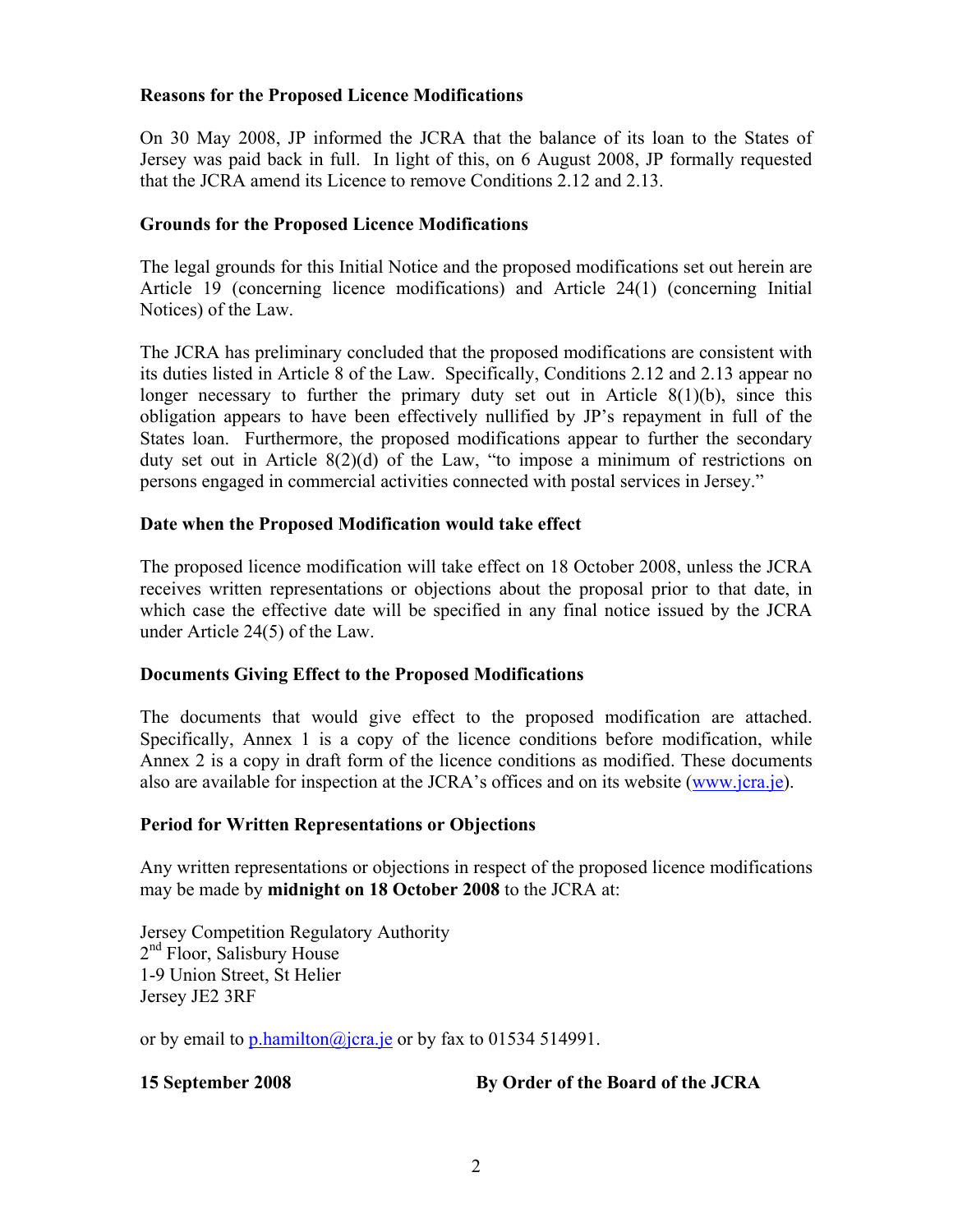**Reasons for the Proposed Licence Modifications**

On 30 May 2008, JP informed the JCRA that the balance of its loan to the States of Jersey was paid back in full. In light of this, on 6 August 2008, JP formally requested that the JCRA amend its Licence to remove Conditions 2.12 and 2.13.

**Grounds for the Proposed Licence Modifications**

The legal grounds for this Initial Notice and the proposed modifications set out herein are Article 19 (concerning licence modifications) and Article 24(1) (concerning Initial Notices) of the Law.

The JCRA has preliminary concluded that the proposed modifications are consistent with its duties listed in Article 8 of the Law. Specifically, Conditions 2.12 and 2.13 appear no longer necessary to further the primary duty set out in Article 8(1)(b), since this obligation appears to have been effectively nullified by JP's repayment in full of the States loan. Furthermore, the proposed modifications appear to further the secondary duty set out in Article 8(2)(d) of the Law, "to impose a minimum of restrictions on persons engaged in commercial activities connected with postal services in Jersey."

**Date when the Proposed Modification would take effect**

The proposed licence modification will take effect on 18 October 2008, unless the JCRA receives written representations or objections about the proposal prior to that date, in which case the effective date will be specified in any final notice issued by the JCRA under Article 24(5) of the Law.

**Documents Giving Effect to the Proposed Modifications**

The documents that would give effect to the proposed modification are attached. Specifically, Annex 1 is a copy of the licence conditions before modification, while Annex 2 is a copy in draft form of the licence conditions as modified. These documents also are available for inspection at the JCRA's offices and on its website (www.jcra.je).

**Period for Written Representations or Objections**

Any written representations or objections in respect of the proposed licence modifications may be made by **midnight on 18 October 2008** to the JCRA at:

Jersey Competition Regulatory Authority
2nd Floor, Salisbury House
1-9 Union Street, St Helier
Jersey JE2 3RF

or by email to p.hamilton@jcra.je or by fax to 01534 514991.

**15 September 2008** **By Order of the Board of the JCRA**